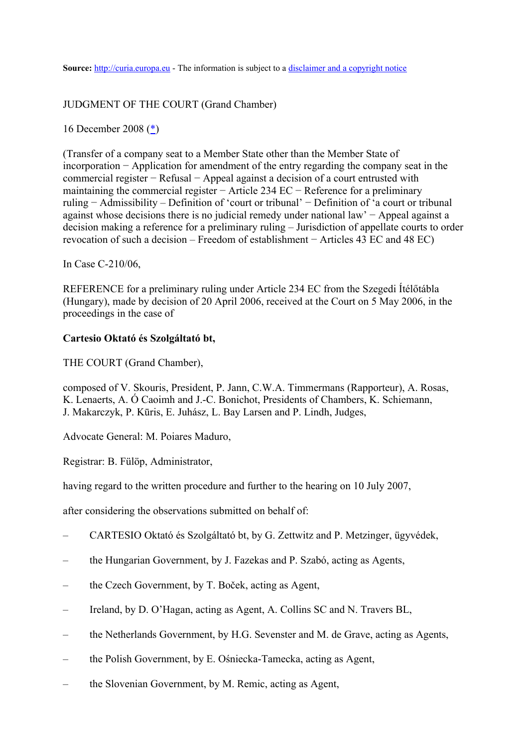**Source:** http://curia.europa.eu - The information is subject to a disclaimer and a copyright notice

JUDGMENT OF THE COURT (Grand Chamber)

16 December 2008 (*)

(Transfer of a company seat to a Member State other than the Member State of incorporation − Application for amendment of the entry regarding the company seat in the commercial register − Refusal − Appeal against a decision of a court entrusted with maintaining the commercial register − Article 234 EC − Reference for a preliminary ruling − Admissibility – Definition of 'court or tribunal' − Definition of 'a court or tribunal against whose decisions there is no judicial remedy under national law' − Appeal against a decision making a reference for a preliminary ruling – Jurisdiction of appellate courts to order revocation of such a decision – Freedom of establishment − Articles 43 EC and 48 EC)

In Case C-210/06,

REFERENCE for a preliminary ruling under Article 234 EC from the Szegedi Ítélőtábla (Hungary), made by decision of 20 April 2006, received at the Court on 5 May 2006, in the proceedings in the case of

**Cartesio Oktató és Szolgáltató bt,**

THE COURT (Grand Chamber),

composed of V. Skouris, President, P. Jann, C.W.A. Timmermans (Rapporteur), A. Rosas, K. Lenaerts, A. Ó Caoimh and J.-C. Bonichot, Presidents of Chambers, K. Schiemann, J. Makarczyk, P. Kūris, E. Juhász, L. Bay Larsen and P. Lindh, Judges,

Advocate General: M. Poiares Maduro,

Registrar: B. Fülöp, Administrator,

having regard to the written procedure and further to the hearing on 10 July 2007,

after considering the observations submitted on behalf of:

– CARTESIO Oktató és Szolgáltató bt, by G. Zettwitz and P. Metzinger, ügyvédek,

– the Hungarian Government, by J. Fazekas and P. Szabó, acting as Agents,

– the Czech Government, by T. Boček, acting as Agent,

– Ireland, by D. O'Hagan, acting as Agent, A. Collins SC and N. Travers BL,

– the Netherlands Government, by H.G. Sevenster and M. de Grave, acting as Agents,

– the Polish Government, by E. Ośniecka-Tamecka, acting as Agent,

– the Slovenian Government, by M. Remic, acting as Agent,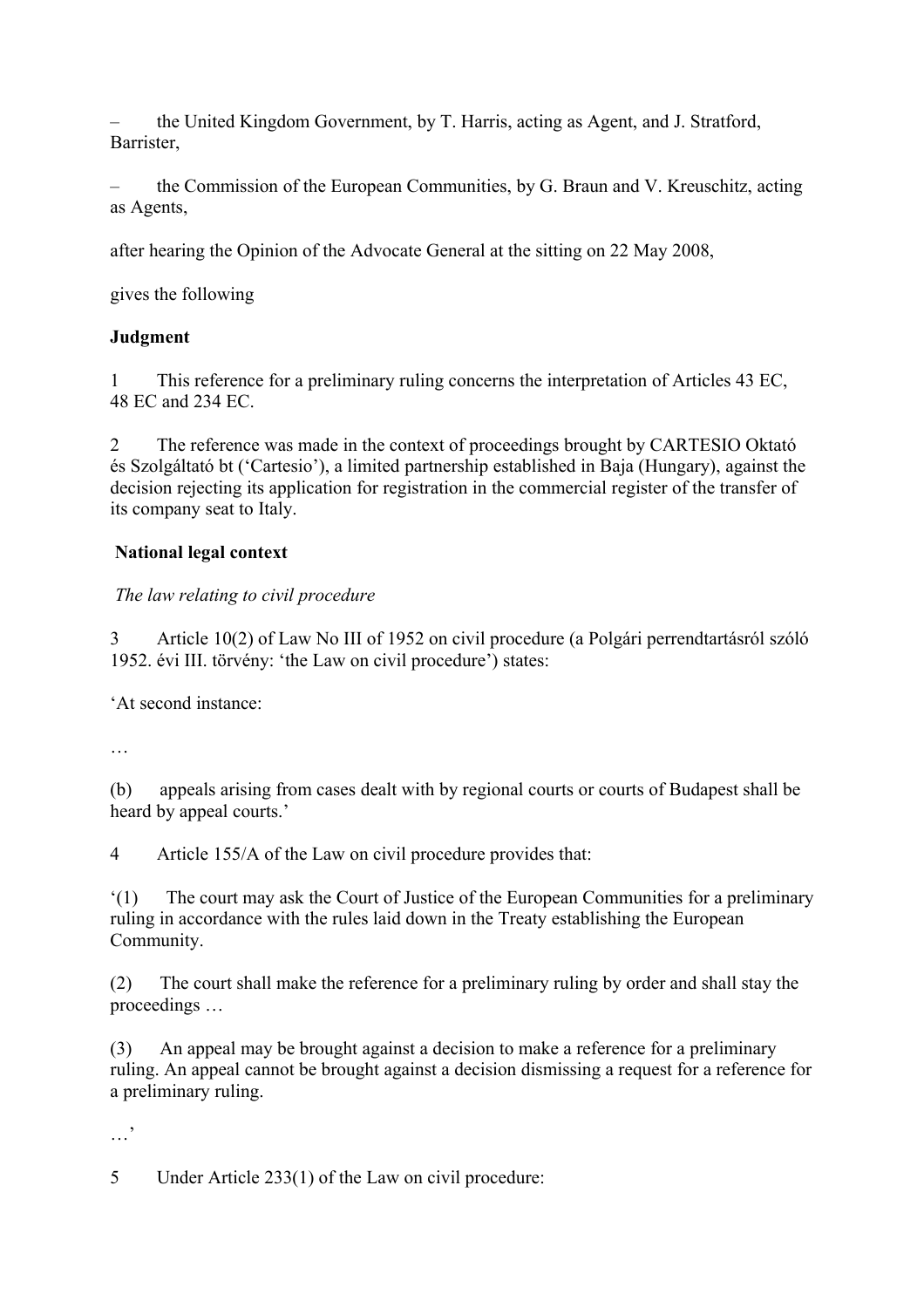– the United Kingdom Government, by T. Harris, acting as Agent, and J. Stratford, Barrister,

– the Commission of the European Communities, by G. Braun and V. Kreuschitz, acting as Agents,

after hearing the Opinion of the Advocate General at the sitting on 22 May 2008,

gives the following

**Judgment**

1 This reference for a preliminary ruling concerns the interpretation of Articles 43 EC, 48 EC and 234 EC.

2 The reference was made in the context of proceedings brought by CARTESIO Oktató és Szolgáltató bt ('Cartesio'), a limited partnership established in Baja (Hungary), against the decision rejecting its application for registration in the commercial register of the transfer of its company seat to Italy.

**National legal context**

*The law relating to civil procedure*

3 Article 10(2) of Law No III of 1952 on civil procedure (a Polgári perrendtartásról szóló 1952. évi III. törvény: 'the Law on civil procedure') states:

'At second instance:

…

(b) appeals arising from cases dealt with by regional courts or courts of Budapest shall be heard by appeal courts.'

4 Article 155/A of the Law on civil procedure provides that:

'(1) The court may ask the Court of Justice of the European Communities for a preliminary ruling in accordance with the rules laid down in the Treaty establishing the European Community.

(2) The court shall make the reference for a preliminary ruling by order and shall stay the proceedings …

(3) An appeal may be brought against a decision to make a reference for a preliminary ruling. An appeal cannot be brought against a decision dismissing a request for a reference for a preliminary ruling.

…'

5 Under Article 233(1) of the Law on civil procedure: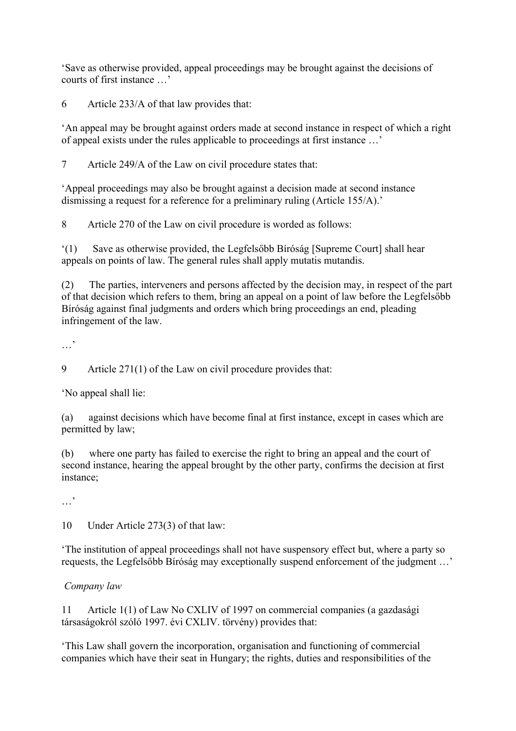'Save as otherwise provided, appeal proceedings may be brought against the decisions of courts of first instance …'

6 Article 233/A of that law provides that:

'An appeal may be brought against orders made at second instance in respect of which a right of appeal exists under the rules applicable to proceedings at first instance …'

7 Article 249/A of the Law on civil procedure states that:

'Appeal proceedings may also be brought against a decision made at second instance dismissing a request for a reference for a preliminary ruling (Article 155/A).'

8 Article 270 of the Law on civil procedure is worded as follows:

'(1) Save as otherwise provided, the Legfelsőbb Bíróság [Supreme Court] shall hear appeals on points of law. The general rules shall apply mutatis mutandis.

(2) The parties, interveners and persons affected by the decision may, in respect of the part of that decision which refers to them, bring an appeal on a point of law before the Legfelsőbb Bíróság against final judgments and orders which bring proceedings an end, pleading infringement of the law.

…'

9 Article 271(1) of the Law on civil procedure provides that:

'No appeal shall lie:

(a) against decisions which have become final at first instance, except in cases which are permitted by law;

(b) where one party has failed to exercise the right to bring an appeal and the court of second instance, hearing the appeal brought by the other party, confirms the decision at first instance;

…'

10 Under Article 273(3) of that law:

'The institution of appeal proceedings shall not have suspensory effect but, where a party so requests, the Legfelsőbb Bíróság may exceptionally suspend enforcement of the judgment …'

*Company law*

11 Article 1(1) of Law No CXLIV of 1997 on commercial companies (a gazdasági társaságokról szóló 1997. évi CXLIV. törvény) provides that:

'This Law shall govern the incorporation, organisation and functioning of commercial companies which have their seat in Hungary; the rights, duties and responsibilities of the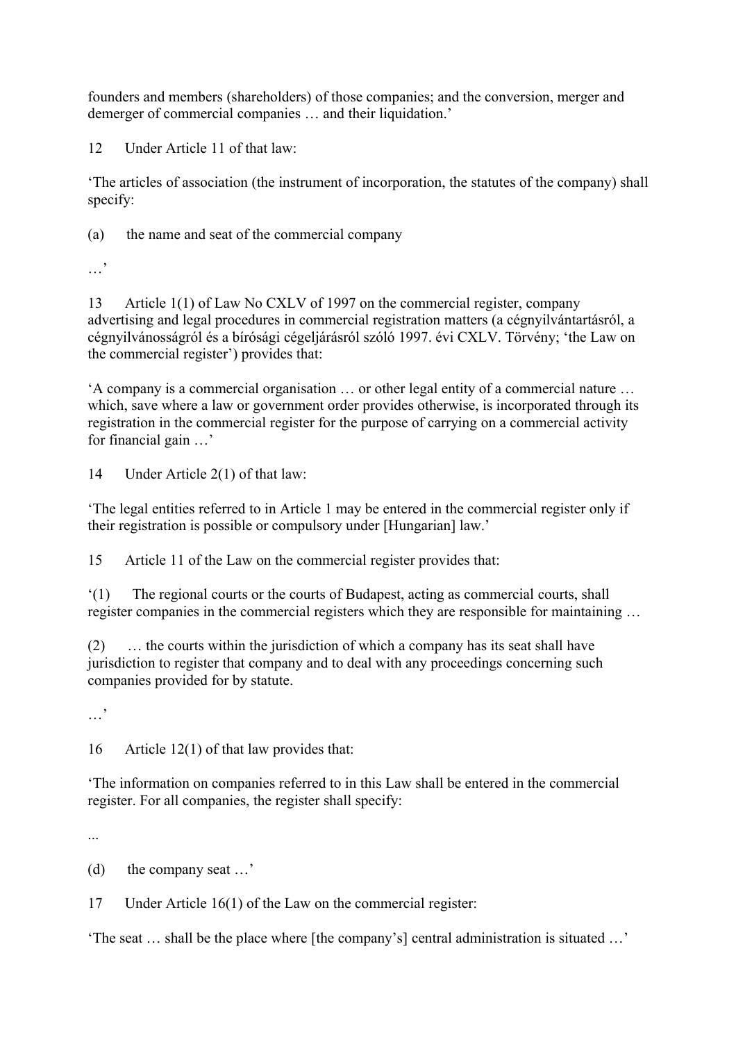founders and members (shareholders) of those companies; and the conversion, merger and demerger of commercial companies … and their liquidation.'

12 Under Article 11 of that law:

'The articles of association (the instrument of incorporation, the statutes of the company) shall specify:

(a) the name and seat of the commercial company

…'

13 Article 1(1) of Law No CXLV of 1997 on the commercial register, company advertising and legal procedures in commercial registration matters (a cégnyilvántartásról, a cégnyilvánosságról és a bírósági cégeljárásról szóló 1997. évi CXLV. Törvény; 'the Law on the commercial register') provides that:

'A company is a commercial organisation … or other legal entity of a commercial nature … which, save where a law or government order provides otherwise, is incorporated through its registration in the commercial register for the purpose of carrying on a commercial activity for financial gain …'

14 Under Article 2(1) of that law:

'The legal entities referred to in Article 1 may be entered in the commercial register only if their registration is possible or compulsory under [Hungarian] law.'

15 Article 11 of the Law on the commercial register provides that:

'(1) The regional courts or the courts of Budapest, acting as commercial courts, shall register companies in the commercial registers which they are responsible for maintaining …

(2) … the courts within the jurisdiction of which a company has its seat shall have jurisdiction to register that company and to deal with any proceedings concerning such companies provided for by statute.

…'

16 Article 12(1) of that law provides that:

'The information on companies referred to in this Law shall be entered in the commercial register. For all companies, the register shall specify:

...

(d) the company seat …'

17 Under Article 16(1) of the Law on the commercial register:

'The seat … shall be the place where [the company's] central administration is situated …'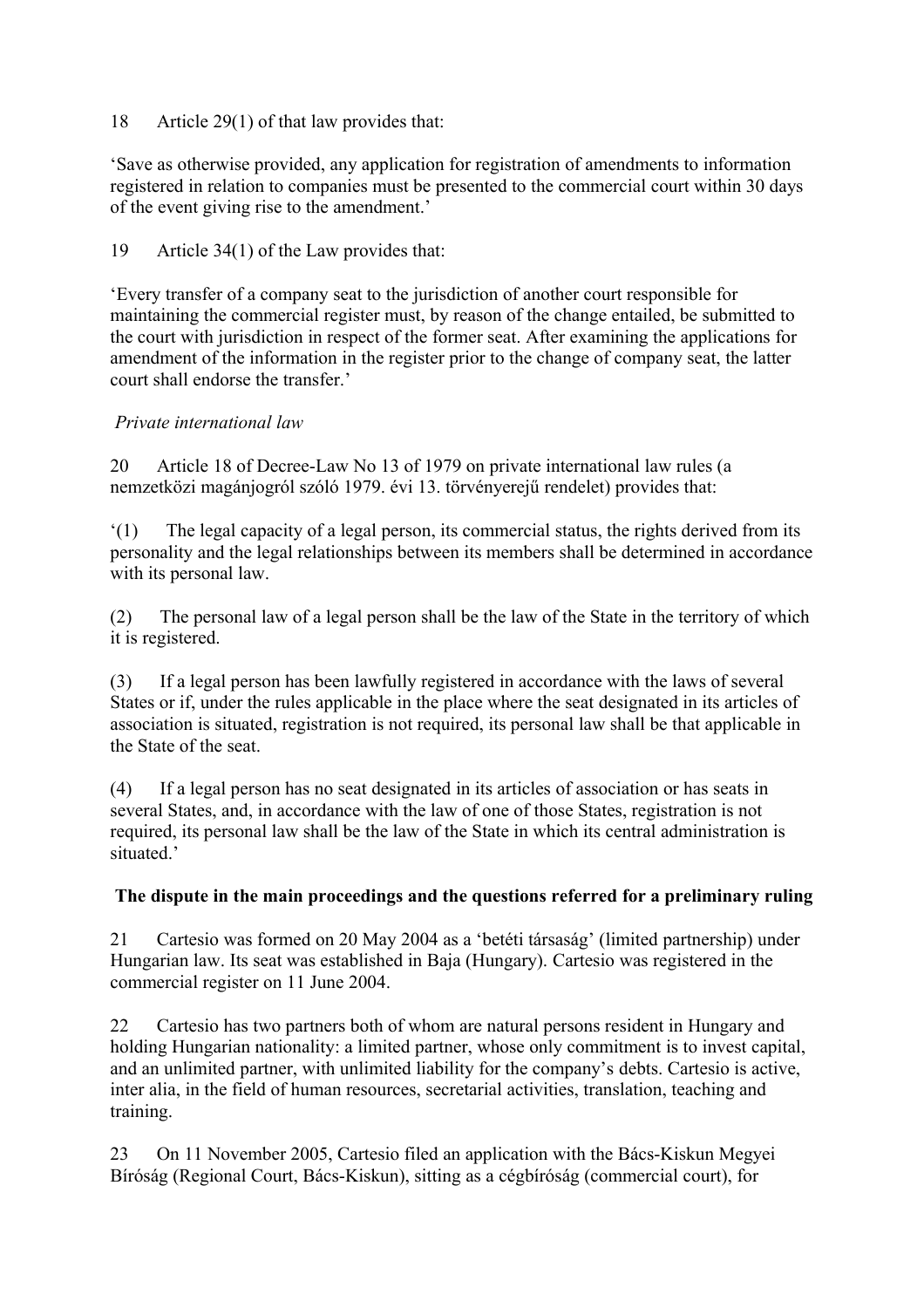18 Article 29(1) of that law provides that:

'Save as otherwise provided, any application for registration of amendments to information registered in relation to companies must be presented to the commercial court within 30 days of the event giving rise to the amendment.'

19 Article 34(1) of the Law provides that:

'Every transfer of a company seat to the jurisdiction of another court responsible for maintaining the commercial register must, by reason of the change entailed, be submitted to the court with jurisdiction in respect of the former seat. After examining the applications for amendment of the information in the register prior to the change of company seat, the latter court shall endorse the transfer.'

*Private international law*

20 Article 18 of Decree-Law No 13 of 1979 on private international law rules (a nemzetközi magánjogról szóló 1979. évi 13. törvényerejű rendelet) provides that:

'(1) The legal capacity of a legal person, its commercial status, the rights derived from its personality and the legal relationships between its members shall be determined in accordance with its personal law.

(2) The personal law of a legal person shall be the law of the State in the territory of which it is registered.

(3) If a legal person has been lawfully registered in accordance with the laws of several States or if, under the rules applicable in the place where the seat designated in its articles of association is situated, registration is not required, its personal law shall be that applicable in the State of the seat.

(4) If a legal person has no seat designated in its articles of association or has seats in several States, and, in accordance with the law of one of those States, registration is not required, its personal law shall be the law of the State in which its central administration is situated.'

**The dispute in the main proceedings and the questions referred for a preliminary ruling**

21 Cartesio was formed on 20 May 2004 as a 'betéti társaság' (limited partnership) under Hungarian law. Its seat was established in Baja (Hungary). Cartesio was registered in the commercial register on 11 June 2004.

22 Cartesio has two partners both of whom are natural persons resident in Hungary and holding Hungarian nationality: a limited partner, whose only commitment is to invest capital, and an unlimited partner, with unlimited liability for the company's debts. Cartesio is active, inter alia, in the field of human resources, secretarial activities, translation, teaching and training.

23 On 11 November 2005, Cartesio filed an application with the Bács-Kiskun Megyei Bíróság (Regional Court, Bács-Kiskun), sitting as a cégbíróság (commercial court), for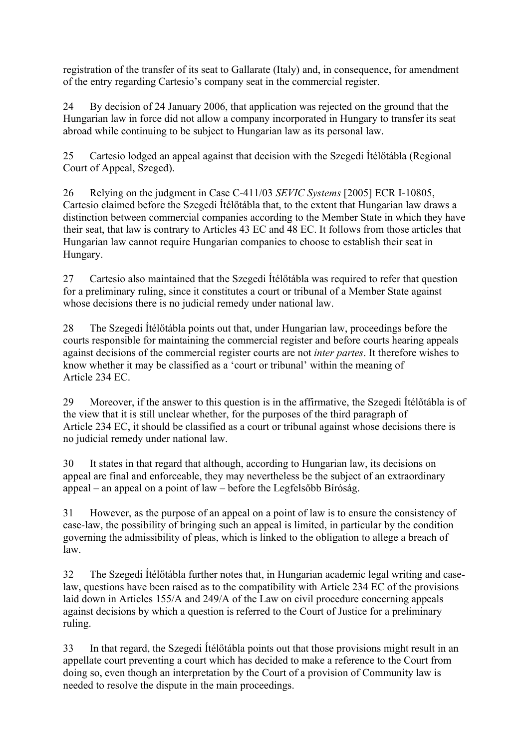registration of the transfer of its seat to Gallarate (Italy) and, in consequence, for amendment of the entry regarding Cartesio's company seat in the commercial register.

24 By decision of 24 January 2006, that application was rejected on the ground that the Hungarian law in force did not allow a company incorporated in Hungary to transfer its seat abroad while continuing to be subject to Hungarian law as its personal law.

25 Cartesio lodged an appeal against that decision with the Szegedi Ítélőtábla (Regional Court of Appeal, Szeged).

26 Relying on the judgment in Case C-411/03 *SEVIC Systems* [2005] ECR I-10805, Cartesio claimed before the Szegedi Ítélőtábla that, to the extent that Hungarian law draws a distinction between commercial companies according to the Member State in which they have their seat, that law is contrary to Articles 43 EC and 48 EC. It follows from those articles that Hungarian law cannot require Hungarian companies to choose to establish their seat in Hungary.

27 Cartesio also maintained that the Szegedi Ítélőtábla was required to refer that question for a preliminary ruling, since it constitutes a court or tribunal of a Member State against whose decisions there is no judicial remedy under national law.

28 The Szegedi Ítélőtábla points out that, under Hungarian law, proceedings before the courts responsible for maintaining the commercial register and before courts hearing appeals against decisions of the commercial register courts are not *inter partes*. It therefore wishes to know whether it may be classified as a 'court or tribunal' within the meaning of Article 234 EC.

29 Moreover, if the answer to this question is in the affirmative, the Szegedi Ítélőtábla is of the view that it is still unclear whether, for the purposes of the third paragraph of Article 234 EC, it should be classified as a court or tribunal against whose decisions there is no judicial remedy under national law.

30 It states in that regard that although, according to Hungarian law, its decisions on appeal are final and enforceable, they may nevertheless be the subject of an extraordinary appeal – an appeal on a point of law – before the Legfelsőbb Bíróság.

31 However, as the purpose of an appeal on a point of law is to ensure the consistency of case-law, the possibility of bringing such an appeal is limited, in particular by the condition governing the admissibility of pleas, which is linked to the obligation to allege a breach of law.

32 The Szegedi Ítélőtábla further notes that, in Hungarian academic legal writing and case-law, questions have been raised as to the compatibility with Article 234 EC of the provisions laid down in Articles 155/A and 249/A of the Law on civil procedure concerning appeals against decisions by which a question is referred to the Court of Justice for a preliminary ruling.

33 In that regard, the Szegedi Ítélőtábla points out that those provisions might result in an appellate court preventing a court which has decided to make a reference to the Court from doing so, even though an interpretation by the Court of a provision of Community law is needed to resolve the dispute in the main proceedings.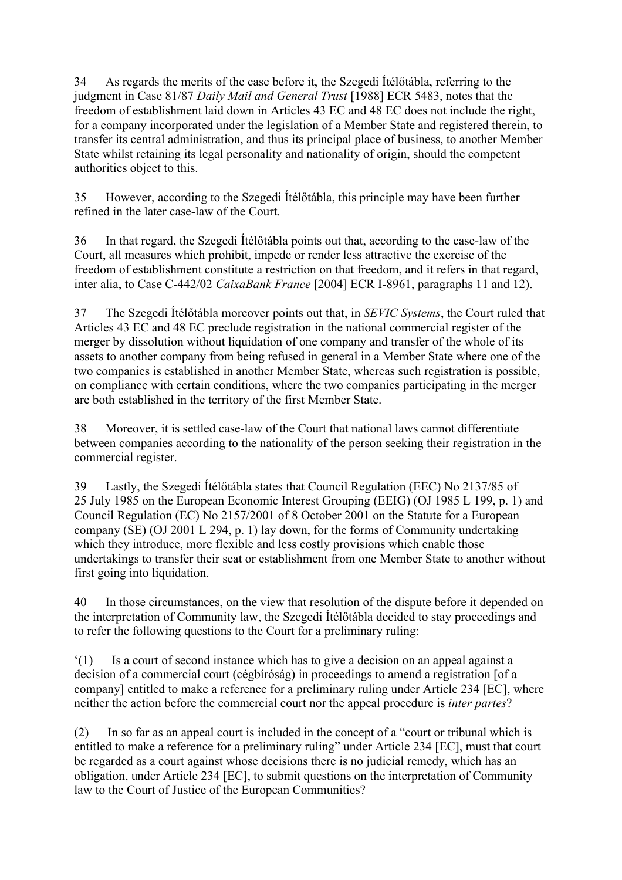34 As regards the merits of the case before it, the Szegedi Ítélőtábla, referring to the judgment in Case 81/87 *Daily Mail and General Trust* [1988] ECR 5483, notes that the freedom of establishment laid down in Articles 43 EC and 48 EC does not include the right, for a company incorporated under the legislation of a Member State and registered therein, to transfer its central administration, and thus its principal place of business, to another Member State whilst retaining its legal personality and nationality of origin, should the competent authorities object to this.

35 However, according to the Szegedi Ítélőtábla, this principle may have been further refined in the later case-law of the Court.

36 In that regard, the Szegedi Ítélőtábla points out that, according to the case-law of the Court, all measures which prohibit, impede or render less attractive the exercise of the freedom of establishment constitute a restriction on that freedom, and it refers in that regard, inter alia, to Case C-442/02 *CaixaBank France* [2004] ECR I-8961, paragraphs 11 and 12).

37 The Szegedi Ítélőtábla moreover points out that, in *SEVIC Systems*, the Court ruled that Articles 43 EC and 48 EC preclude registration in the national commercial register of the merger by dissolution without liquidation of one company and transfer of the whole of its assets to another company from being refused in general in a Member State where one of the two companies is established in another Member State, whereas such registration is possible, on compliance with certain conditions, where the two companies participating in the merger are both established in the territory of the first Member State.

38 Moreover, it is settled case-law of the Court that national laws cannot differentiate between companies according to the nationality of the person seeking their registration in the commercial register.

39 Lastly, the Szegedi Ítélőtábla states that Council Regulation (EEC) No 2137/85 of 25 July 1985 on the European Economic Interest Grouping (EEIG) (OJ 1985 L 199, p. 1) and Council Regulation (EC) No 2157/2001 of 8 October 2001 on the Statute for a European company (SE) (OJ 2001 L 294, p. 1) lay down, for the forms of Community undertaking which they introduce, more flexible and less costly provisions which enable those undertakings to transfer their seat or establishment from one Member State to another without first going into liquidation.

40 In those circumstances, on the view that resolution of the dispute before it depended on the interpretation of Community law, the Szegedi Ítélőtábla decided to stay proceedings and to refer the following questions to the Court for a preliminary ruling:

'(1) Is a court of second instance which has to give a decision on an appeal against a decision of a commercial court (cégbíróság) in proceedings to amend a registration [of a company] entitled to make a reference for a preliminary ruling under Article 234 [EC], where neither the action before the commercial court nor the appeal procedure is *inter partes*?

(2) In so far as an appeal court is included in the concept of a "court or tribunal which is entitled to make a reference for a preliminary ruling" under Article 234 [EC], must that court be regarded as a court against whose decisions there is no judicial remedy, which has an obligation, under Article 234 [EC], to submit questions on the interpretation of Community law to the Court of Justice of the European Communities?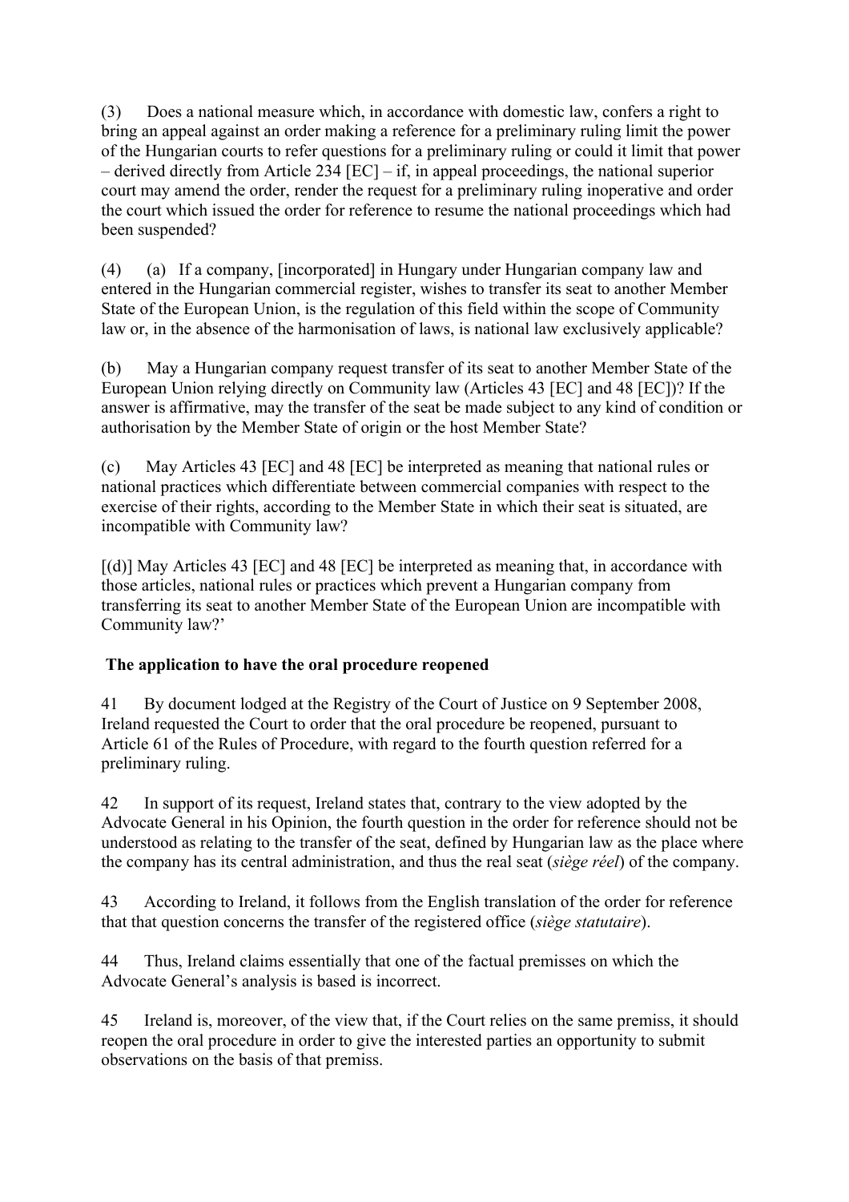(3) Does a national measure which, in accordance with domestic law, confers a right to bring an appeal against an order making a reference for a preliminary ruling limit the power of the Hungarian courts to refer questions for a preliminary ruling or could it limit that power – derived directly from Article 234 [EC] – if, in appeal proceedings, the national superior court may amend the order, render the request for a preliminary ruling inoperative and order the court which issued the order for reference to resume the national proceedings which had been suspended?

(4) (a) If a company, [incorporated] in Hungary under Hungarian company law and entered in the Hungarian commercial register, wishes to transfer its seat to another Member State of the European Union, is the regulation of this field within the scope of Community law or, in the absence of the harmonisation of laws, is national law exclusively applicable?

(b) May a Hungarian company request transfer of its seat to another Member State of the European Union relying directly on Community law (Articles 43 [EC] and 48 [EC])? If the answer is affirmative, may the transfer of the seat be made subject to any kind of condition or authorisation by the Member State of origin or the host Member State?

(c) May Articles 43 [EC] and 48 [EC] be interpreted as meaning that national rules or national practices which differentiate between commercial companies with respect to the exercise of their rights, according to the Member State in which their seat is situated, are incompatible with Community law?

[(d)] May Articles 43 [EC] and 48 [EC] be interpreted as meaning that, in accordance with those articles, national rules or practices which prevent a Hungarian company from transferring its seat to another Member State of the European Union are incompatible with Community law?'

**The application to have the oral procedure reopened**

41 By document lodged at the Registry of the Court of Justice on 9 September 2008, Ireland requested the Court to order that the oral procedure be reopened, pursuant to Article 61 of the Rules of Procedure, with regard to the fourth question referred for a preliminary ruling.

42 In support of its request, Ireland states that, contrary to the view adopted by the Advocate General in his Opinion, the fourth question in the order for reference should not be understood as relating to the transfer of the seat, defined by Hungarian law as the place where the company has its central administration, and thus the real seat (*siège réel*) of the company.

43 According to Ireland, it follows from the English translation of the order for reference that that question concerns the transfer of the registered office (*siège statutaire*).

44 Thus, Ireland claims essentially that one of the factual premisses on which the Advocate General's analysis is based is incorrect.

45 Ireland is, moreover, of the view that, if the Court relies on the same premiss, it should reopen the oral procedure in order to give the interested parties an opportunity to submit observations on the basis of that premiss.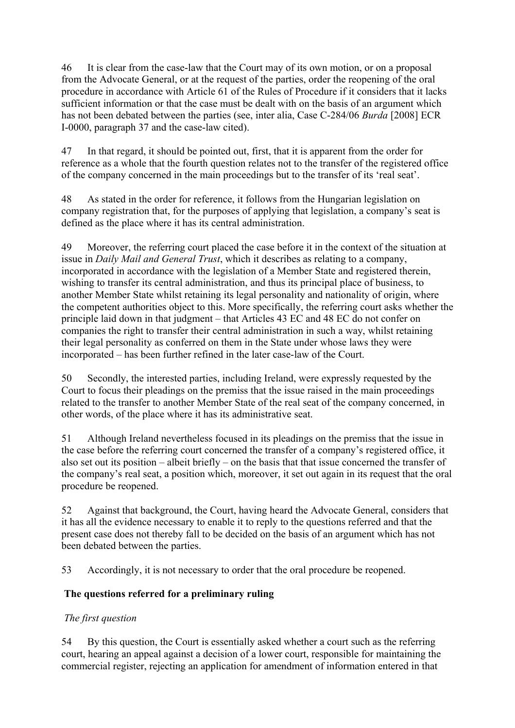46 It is clear from the case-law that the Court may of its own motion, or on a proposal from the Advocate General, or at the request of the parties, order the reopening of the oral procedure in accordance with Article 61 of the Rules of Procedure if it considers that it lacks sufficient information or that the case must be dealt with on the basis of an argument which has not been debated between the parties (see, inter alia, Case C-284/06 *Burda* [2008] ECR I-0000, paragraph 37 and the case-law cited).

47 In that regard, it should be pointed out, first, that it is apparent from the order for reference as a whole that the fourth question relates not to the transfer of the registered office of the company concerned in the main proceedings but to the transfer of its 'real seat'.

48 As stated in the order for reference, it follows from the Hungarian legislation on company registration that, for the purposes of applying that legislation, a company's seat is defined as the place where it has its central administration.

49 Moreover, the referring court placed the case before it in the context of the situation at issue in *Daily Mail and General Trust*, which it describes as relating to a company, incorporated in accordance with the legislation of a Member State and registered therein, wishing to transfer its central administration, and thus its principal place of business, to another Member State whilst retaining its legal personality and nationality of origin, where the competent authorities object to this. More specifically, the referring court asks whether the principle laid down in that judgment – that Articles 43 EC and 48 EC do not confer on companies the right to transfer their central administration in such a way, whilst retaining their legal personality as conferred on them in the State under whose laws they were incorporated – has been further refined in the later case-law of the Court.

50 Secondly, the interested parties, including Ireland, were expressly requested by the Court to focus their pleadings on the premiss that the issue raised in the main proceedings related to the transfer to another Member State of the real seat of the company concerned, in other words, of the place where it has its administrative seat.

51 Although Ireland nevertheless focused in its pleadings on the premiss that the issue in the case before the referring court concerned the transfer of a company's registered office, it also set out its position – albeit briefly – on the basis that that issue concerned the transfer of the company's real seat, a position which, moreover, it set out again in its request that the oral procedure be reopened.

52 Against that background, the Court, having heard the Advocate General, considers that it has all the evidence necessary to enable it to reply to the questions referred and that the present case does not thereby fall to be decided on the basis of an argument which has not been debated between the parties.

53 Accordingly, it is not necessary to order that the oral procedure be reopened.

## The questions referred for a preliminary ruling

### *The first question*

54 By this question, the Court is essentially asked whether a court such as the referring court, hearing an appeal against a decision of a lower court, responsible for maintaining the commercial register, rejecting an application for amendment of information entered in that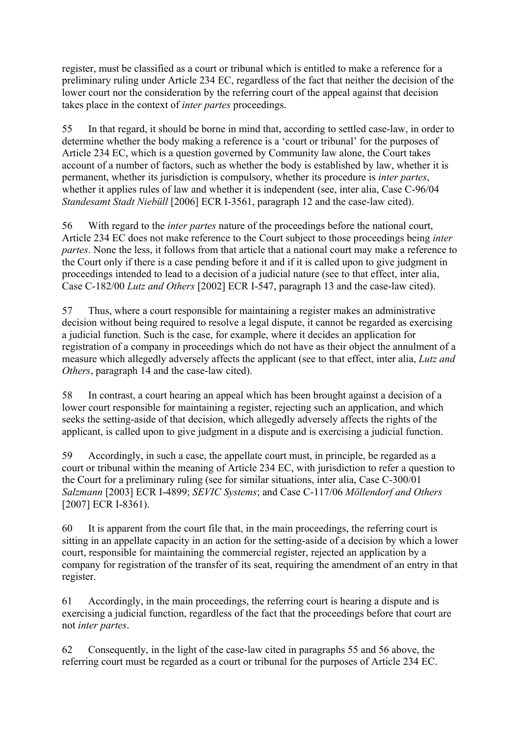register, must be classified as a court or tribunal which is entitled to make a reference for a preliminary ruling under Article 234 EC, regardless of the fact that neither the decision of the lower court nor the consideration by the referring court of the appeal against that decision takes place in the context of *inter partes* proceedings.

55 In that regard, it should be borne in mind that, according to settled case-law, in order to determine whether the body making a reference is a 'court or tribunal' for the purposes of Article 234 EC, which is a question governed by Community law alone, the Court takes account of a number of factors, such as whether the body is established by law, whether it is permanent, whether its jurisdiction is compulsory, whether its procedure is *inter partes*, whether it applies rules of law and whether it is independent (see, inter alia, Case C-96/04 *Standesamt Stadt Niebüll* [2006] ECR I-3561, paragraph 12 and the case-law cited).

56 With regard to the *inter partes* nature of the proceedings before the national court, Article 234 EC does not make reference to the Court subject to those proceedings being *inter partes*. None the less, it follows from that article that a national court may make a reference to the Court only if there is a case pending before it and if it is called upon to give judgment in proceedings intended to lead to a decision of a judicial nature (see to that effect, inter alia, Case C-182/00 *Lutz and Others* [2002] ECR I-547, paragraph 13 and the case-law cited).

57 Thus, where a court responsible for maintaining a register makes an administrative decision without being required to resolve a legal dispute, it cannot be regarded as exercising a judicial function. Such is the case, for example, where it decides an application for registration of a company in proceedings which do not have as their object the annulment of a measure which allegedly adversely affects the applicant (see to that effect, inter alia, *Lutz and Others*, paragraph 14 and the case-law cited).

58 In contrast, a court hearing an appeal which has been brought against a decision of a lower court responsible for maintaining a register, rejecting such an application, and which seeks the setting-aside of that decision, which allegedly adversely affects the rights of the applicant, is called upon to give judgment in a dispute and is exercising a judicial function.

59 Accordingly, in such a case, the appellate court must, in principle, be regarded as a court or tribunal within the meaning of Article 234 EC, with jurisdiction to refer a question to the Court for a preliminary ruling (see for similar situations, inter alia, Case C-300/01 *Salzmann* [2003] ECR I-4899; *SEVIC Systems*; and Case C-117/06 *Möllendorf and Others* [2007] ECR I-8361).

60 It is apparent from the court file that, in the main proceedings, the referring court is sitting in an appellate capacity in an action for the setting-aside of a decision by which a lower court, responsible for maintaining the commercial register, rejected an application by a company for registration of the transfer of its seat, requiring the amendment of an entry in that register.

61 Accordingly, in the main proceedings, the referring court is hearing a dispute and is exercising a judicial function, regardless of the fact that the proceedings before that court are not *inter partes*.

62 Consequently, in the light of the case-law cited in paragraphs 55 and 56 above, the referring court must be regarded as a court or tribunal for the purposes of Article 234 EC.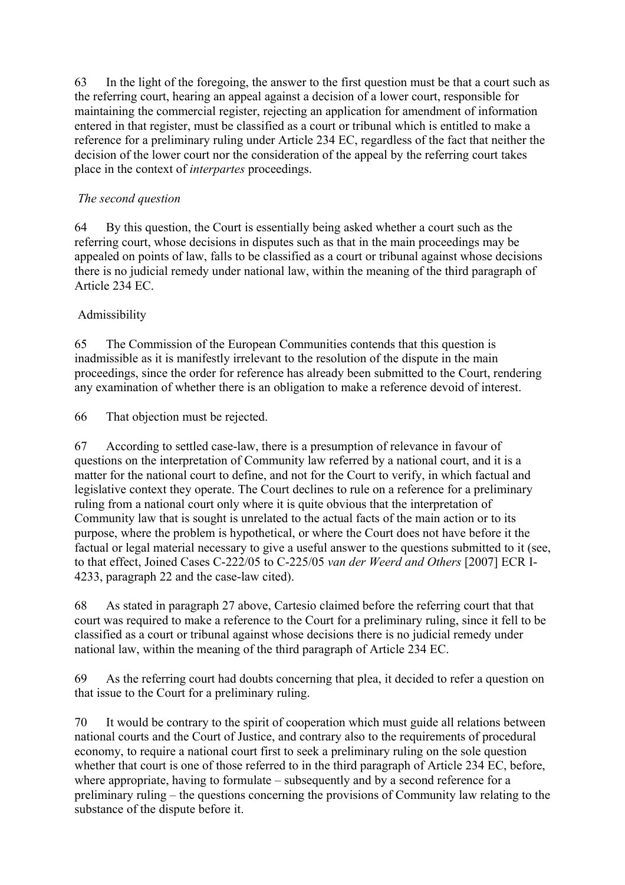63 In the light of the foregoing, the answer to the first question must be that a court such as the referring court, hearing an appeal against a decision of a lower court, responsible for maintaining the commercial register, rejecting an application for amendment of information entered in that register, must be classified as a court or tribunal which is entitled to make a reference for a preliminary ruling under Article 234 EC, regardless of the fact that neither the decision of the lower court nor the consideration of the appeal by the referring court takes place in the context of *interpartes* proceedings.

*The second question*

64 By this question, the Court is essentially being asked whether a court such as the referring court, whose decisions in disputes such as that in the main proceedings may be appealed on points of law, falls to be classified as a court or tribunal against whose decisions there is no judicial remedy under national law, within the meaning of the third paragraph of Article 234 EC.

Admissibility

65 The Commission of the European Communities contends that this question is inadmissible as it is manifestly irrelevant to the resolution of the dispute in the main proceedings, since the order for reference has already been submitted to the Court, rendering any examination of whether there is an obligation to make a reference devoid of interest.

66 That objection must be rejected.

67 According to settled case-law, there is a presumption of relevance in favour of questions on the interpretation of Community law referred by a national court, and it is a matter for the national court to define, and not for the Court to verify, in which factual and legislative context they operate. The Court declines to rule on a reference for a preliminary ruling from a national court only where it is quite obvious that the interpretation of Community law that is sought is unrelated to the actual facts of the main action or to its purpose, where the problem is hypothetical, or where the Court does not have before it the factual or legal material necessary to give a useful answer to the questions submitted to it (see, to that effect, Joined Cases C-222/05 to C-225/05 *van der Weerd and Others* [2007] ECR I-4233, paragraph 22 and the case-law cited).

68 As stated in paragraph 27 above, Cartesio claimed before the referring court that that court was required to make a reference to the Court for a preliminary ruling, since it fell to be classified as a court or tribunal against whose decisions there is no judicial remedy under national law, within the meaning of the third paragraph of Article 234 EC.

69 As the referring court had doubts concerning that plea, it decided to refer a question on that issue to the Court for a preliminary ruling.

70 It would be contrary to the spirit of cooperation which must guide all relations between national courts and the Court of Justice, and contrary also to the requirements of procedural economy, to require a national court first to seek a preliminary ruling on the sole question whether that court is one of those referred to in the third paragraph of Article 234 EC, before, where appropriate, having to formulate – subsequently and by a second reference for a preliminary ruling – the questions concerning the provisions of Community law relating to the substance of the dispute before it.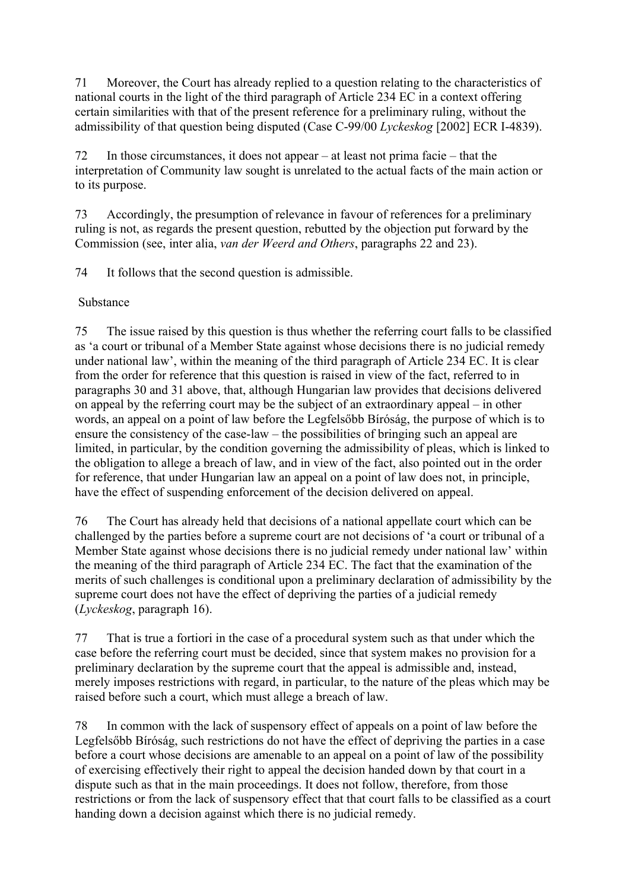71 Moreover, the Court has already replied to a question relating to the characteristics of national courts in the light of the third paragraph of Article 234 EC in a context offering certain similarities with that of the present reference for a preliminary ruling, without the admissibility of that question being disputed (Case C-99/00 *Lyckeskog* [2002] ECR I-4839).

72 In those circumstances, it does not appear – at least not prima facie – that the interpretation of Community law sought is unrelated to the actual facts of the main action or to its purpose.

73 Accordingly, the presumption of relevance in favour of references for a preliminary ruling is not, as regards the present question, rebutted by the objection put forward by the Commission (see, inter alia, *van der Weerd and Others*, paragraphs 22 and 23).

74 It follows that the second question is admissible.

Substance

75 The issue raised by this question is thus whether the referring court falls to be classified as 'a court or tribunal of a Member State against whose decisions there is no judicial remedy under national law', within the meaning of the third paragraph of Article 234 EC. It is clear from the order for reference that this question is raised in view of the fact, referred to in paragraphs 30 and 31 above, that, although Hungarian law provides that decisions delivered on appeal by the referring court may be the subject of an extraordinary appeal – in other words, an appeal on a point of law before the Legfelsőbb Bíróság, the purpose of which is to ensure the consistency of the case-law – the possibilities of bringing such an appeal are limited, in particular, by the condition governing the admissibility of pleas, which is linked to the obligation to allege a breach of law, and in view of the fact, also pointed out in the order for reference, that under Hungarian law an appeal on a point of law does not, in principle, have the effect of suspending enforcement of the decision delivered on appeal.

76 The Court has already held that decisions of a national appellate court which can be challenged by the parties before a supreme court are not decisions of 'a court or tribunal of a Member State against whose decisions there is no judicial remedy under national law' within the meaning of the third paragraph of Article 234 EC. The fact that the examination of the merits of such challenges is conditional upon a preliminary declaration of admissibility by the supreme court does not have the effect of depriving the parties of a judicial remedy (*Lyckeskog*, paragraph 16).

77 That is true a fortiori in the case of a procedural system such as that under which the case before the referring court must be decided, since that system makes no provision for a preliminary declaration by the supreme court that the appeal is admissible and, instead, merely imposes restrictions with regard, in particular, to the nature of the pleas which may be raised before such a court, which must allege a breach of law.

78 In common with the lack of suspensory effect of appeals on a point of law before the Legfelsőbb Bíróság, such restrictions do not have the effect of depriving the parties in a case before a court whose decisions are amenable to an appeal on a point of law of the possibility of exercising effectively their right to appeal the decision handed down by that court in a dispute such as that in the main proceedings. It does not follow, therefore, from those restrictions or from the lack of suspensory effect that that court falls to be classified as a court handing down a decision against which there is no judicial remedy.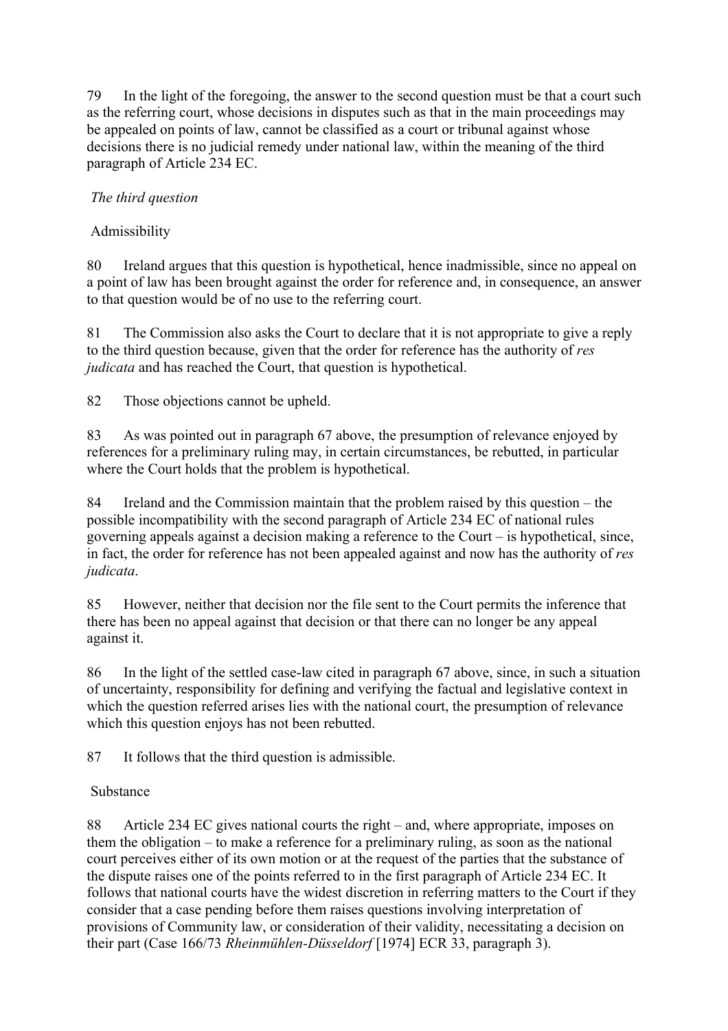79 In the light of the foregoing, the answer to the second question must be that a court such as the referring court, whose decisions in disputes such as that in the main proceedings may be appealed on points of law, cannot be classified as a court or tribunal against whose decisions there is no judicial remedy under national law, within the meaning of the third paragraph of Article 234 EC.

*The third question*

Admissibility

80 Ireland argues that this question is hypothetical, hence inadmissible, since no appeal on a point of law has been brought against the order for reference and, in consequence, an answer to that question would be of no use to the referring court.

81 The Commission also asks the Court to declare that it is not appropriate to give a reply to the third question because, given that the order for reference has the authority of *res judicata* and has reached the Court, that question is hypothetical.

82 Those objections cannot be upheld.

83 As was pointed out in paragraph 67 above, the presumption of relevance enjoyed by references for a preliminary ruling may, in certain circumstances, be rebutted, in particular where the Court holds that the problem is hypothetical.

84 Ireland and the Commission maintain that the problem raised by this question – the possible incompatibility with the second paragraph of Article 234 EC of national rules governing appeals against a decision making a reference to the Court – is hypothetical, since, in fact, the order for reference has not been appealed against and now has the authority of *res judicata*.

85 However, neither that decision nor the file sent to the Court permits the inference that there has been no appeal against that decision or that there can no longer be any appeal against it.

86 In the light of the settled case-law cited in paragraph 67 above, since, in such a situation of uncertainty, responsibility for defining and verifying the factual and legislative context in which the question referred arises lies with the national court, the presumption of relevance which this question enjoys has not been rebutted.

87 It follows that the third question is admissible.

Substance

88 Article 234 EC gives national courts the right – and, where appropriate, imposes on them the obligation – to make a reference for a preliminary ruling, as soon as the national court perceives either of its own motion or at the request of the parties that the substance of the dispute raises one of the points referred to in the first paragraph of Article 234 EC. It follows that national courts have the widest discretion in referring matters to the Court if they consider that a case pending before them raises questions involving interpretation of provisions of Community law, or consideration of their validity, necessitating a decision on their part (Case 166/73 *Rheinmühlen-Düsseldorf* [1974] ECR 33, paragraph 3).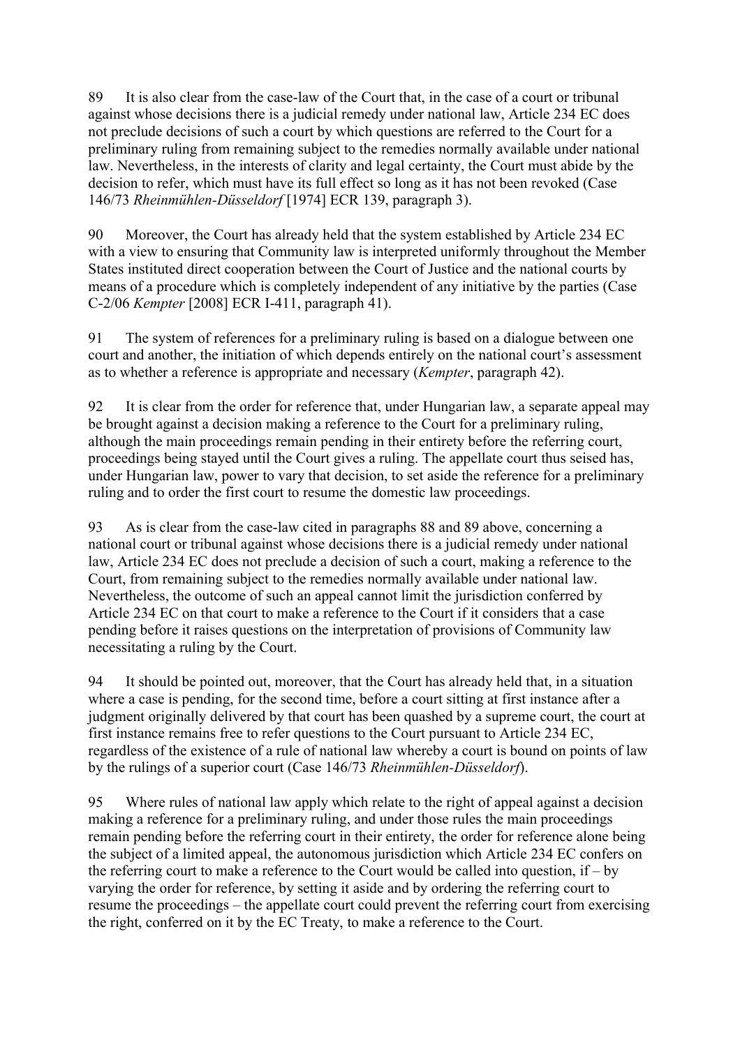89 It is also clear from the case-law of the Court that, in the case of a court or tribunal against whose decisions there is a judicial remedy under national law, Article 234 EC does not preclude decisions of such a court by which questions are referred to the Court for a preliminary ruling from remaining subject to the remedies normally available under national law. Nevertheless, in the interests of clarity and legal certainty, the Court must abide by the decision to refer, which must have its full effect so long as it has not been revoked (Case 146/73 *Rheinmühlen-Düsseldorf* [1974] ECR 139, paragraph 3).

90 Moreover, the Court has already held that the system established by Article 234 EC with a view to ensuring that Community law is interpreted uniformly throughout the Member States instituted direct cooperation between the Court of Justice and the national courts by means of a procedure which is completely independent of any initiative by the parties (Case C-2/06 *Kempter* [2008] ECR I-411, paragraph 41).

91 The system of references for a preliminary ruling is based on a dialogue between one court and another, the initiation of which depends entirely on the national court's assessment as to whether a reference is appropriate and necessary (*Kempter*, paragraph 42).

92 It is clear from the order for reference that, under Hungarian law, a separate appeal may be brought against a decision making a reference to the Court for a preliminary ruling, although the main proceedings remain pending in their entirety before the referring court, proceedings being stayed until the Court gives a ruling. The appellate court thus seised has, under Hungarian law, power to vary that decision, to set aside the reference for a preliminary ruling and to order the first court to resume the domestic law proceedings.

93 As is clear from the case-law cited in paragraphs 88 and 89 above, concerning a national court or tribunal against whose decisions there is a judicial remedy under national law, Article 234 EC does not preclude a decision of such a court, making a reference to the Court, from remaining subject to the remedies normally available under national law. Nevertheless, the outcome of such an appeal cannot limit the jurisdiction conferred by Article 234 EC on that court to make a reference to the Court if it considers that a case pending before it raises questions on the interpretation of provisions of Community law necessitating a ruling by the Court.

94 It should be pointed out, moreover, that the Court has already held that, in a situation where a case is pending, for the second time, before a court sitting at first instance after a judgment originally delivered by that court has been quashed by a supreme court, the court at first instance remains free to refer questions to the Court pursuant to Article 234 EC, regardless of the existence of a rule of national law whereby a court is bound on points of law by the rulings of a superior court (Case 146/73 *Rheinmühlen-Düsseldorf*).

95 Where rules of national law apply which relate to the right of appeal against a decision making a reference for a preliminary ruling, and under those rules the main proceedings remain pending before the referring court in their entirety, the order for reference alone being the subject of a limited appeal, the autonomous jurisdiction which Article 234 EC confers on the referring court to make a reference to the Court would be called into question, if – by varying the order for reference, by setting it aside and by ordering the referring court to resume the proceedings – the appellate court could prevent the referring court from exercising the right, conferred on it by the EC Treaty, to make a reference to the Court.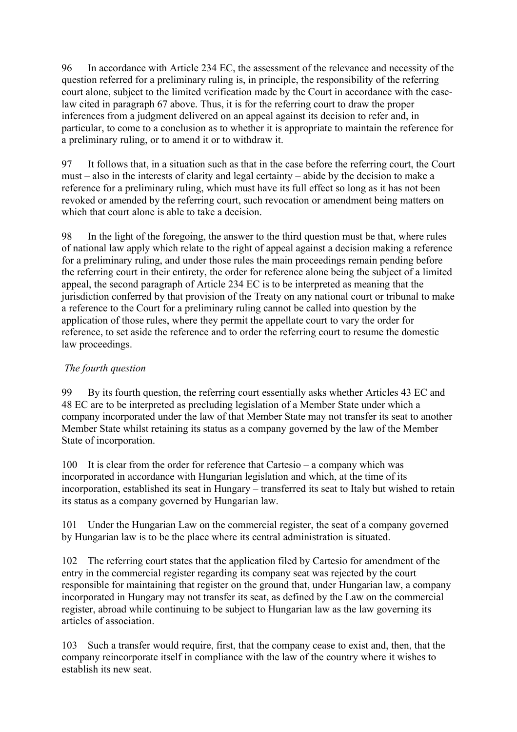96 In accordance with Article 234 EC, the assessment of the relevance and necessity of the question referred for a preliminary ruling is, in principle, the responsibility of the referring court alone, subject to the limited verification made by the Court in accordance with the case-law cited in paragraph 67 above. Thus, it is for the referring court to draw the proper inferences from a judgment delivered on an appeal against its decision to refer and, in particular, to come to a conclusion as to whether it is appropriate to maintain the reference for a preliminary ruling, or to amend it or to withdraw it.

97 It follows that, in a situation such as that in the case before the referring court, the Court must – also in the interests of clarity and legal certainty – abide by the decision to make a reference for a preliminary ruling, which must have its full effect so long as it has not been revoked or amended by the referring court, such revocation or amendment being matters on which that court alone is able to take a decision.

98 In the light of the foregoing, the answer to the third question must be that, where rules of national law apply which relate to the right of appeal against a decision making a reference for a preliminary ruling, and under those rules the main proceedings remain pending before the referring court in their entirety, the order for reference alone being the subject of a limited appeal, the second paragraph of Article 234 EC is to be interpreted as meaning that the jurisdiction conferred by that provision of the Treaty on any national court or tribunal to make a reference to the Court for a preliminary ruling cannot be called into question by the application of those rules, where they permit the appellate court to vary the order for reference, to set aside the reference and to order the referring court to resume the domestic law proceedings.

*The fourth question*

99 By its fourth question, the referring court essentially asks whether Articles 43 EC and 48 EC are to be interpreted as precluding legislation of a Member State under which a company incorporated under the law of that Member State may not transfer its seat to another Member State whilst retaining its status as a company governed by the law of the Member State of incorporation.

100 It is clear from the order for reference that Cartesio – a company which was incorporated in accordance with Hungarian legislation and which, at the time of its incorporation, established its seat in Hungary – transferred its seat to Italy but wished to retain its status as a company governed by Hungarian law.

101 Under the Hungarian Law on the commercial register, the seat of a company governed by Hungarian law is to be the place where its central administration is situated.

102 The referring court states that the application filed by Cartesio for amendment of the entry in the commercial register regarding its company seat was rejected by the court responsible for maintaining that register on the ground that, under Hungarian law, a company incorporated in Hungary may not transfer its seat, as defined by the Law on the commercial register, abroad while continuing to be subject to Hungarian law as the law governing its articles of association.

103 Such a transfer would require, first, that the company cease to exist and, then, that the company reincorporate itself in compliance with the law of the country where it wishes to establish its new seat.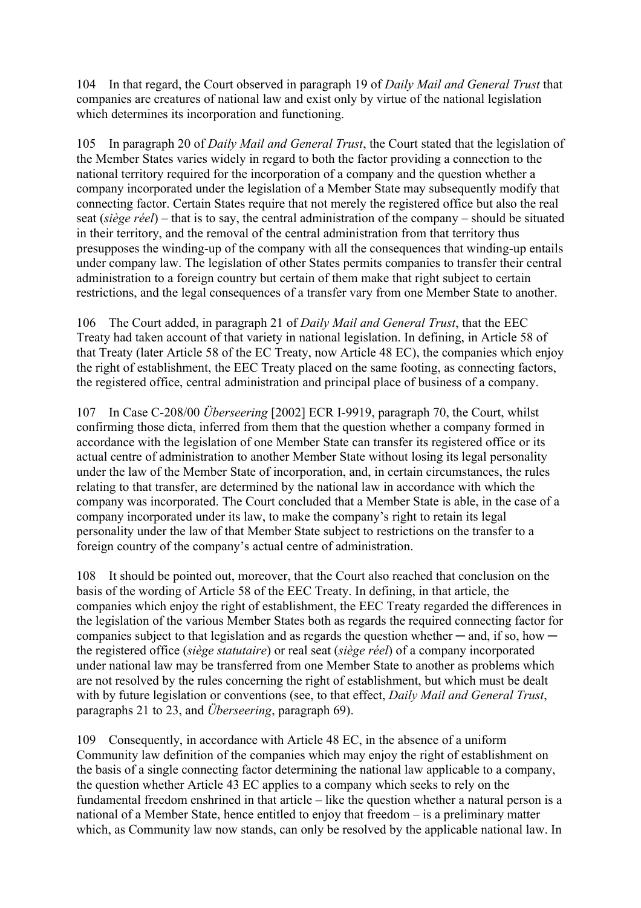104 In that regard, the Court observed in paragraph 19 of *Daily Mail and General Trust* that companies are creatures of national law and exist only by virtue of the national legislation which determines its incorporation and functioning.

105 In paragraph 20 of *Daily Mail and General Trust*, the Court stated that the legislation of the Member States varies widely in regard to both the factor providing a connection to the national territory required for the incorporation of a company and the question whether a company incorporated under the legislation of a Member State may subsequently modify that connecting factor. Certain States require that not merely the registered office but also the real seat (*siège réel*) – that is to say, the central administration of the company – should be situated in their territory, and the removal of the central administration from that territory thus presupposes the winding-up of the company with all the consequences that winding-up entails under company law. The legislation of other States permits companies to transfer their central administration to a foreign country but certain of them make that right subject to certain restrictions, and the legal consequences of a transfer vary from one Member State to another.

106 The Court added, in paragraph 21 of *Daily Mail and General Trust*, that the EEC Treaty had taken account of that variety in national legislation. In defining, in Article 58 of that Treaty (later Article 58 of the EC Treaty, now Article 48 EC), the companies which enjoy the right of establishment, the EEC Treaty placed on the same footing, as connecting factors, the registered office, central administration and principal place of business of a company.

107 In Case C-208/00 *Überseering* [2002] ECR I-9919, paragraph 70, the Court, whilst confirming those dicta, inferred from them that the question whether a company formed in accordance with the legislation of one Member State can transfer its registered office or its actual centre of administration to another Member State without losing its legal personality under the law of the Member State of incorporation, and, in certain circumstances, the rules relating to that transfer, are determined by the national law in accordance with which the company was incorporated. The Court concluded that a Member State is able, in the case of a company incorporated under its law, to make the company's right to retain its legal personality under the law of that Member State subject to restrictions on the transfer to a foreign country of the company's actual centre of administration.

108 It should be pointed out, moreover, that the Court also reached that conclusion on the basis of the wording of Article 58 of the EEC Treaty. In defining, in that article, the companies which enjoy the right of establishment, the EEC Treaty regarded the differences in the legislation of the various Member States both as regards the required connecting factor for companies subject to that legislation and as regards the question whether ─ and, if so, how ─ the registered office (*siège statutaire*) or real seat (*siège réel*) of a company incorporated under national law may be transferred from one Member State to another as problems which are not resolved by the rules concerning the right of establishment, but which must be dealt with by future legislation or conventions (see, to that effect, *Daily Mail and General Trust*, paragraphs 21 to 23, and *Überseering*, paragraph 69).

109 Consequently, in accordance with Article 48 EC, in the absence of a uniform Community law definition of the companies which may enjoy the right of establishment on the basis of a single connecting factor determining the national law applicable to a company, the question whether Article 43 EC applies to a company which seeks to rely on the fundamental freedom enshrined in that article – like the question whether a natural person is a national of a Member State, hence entitled to enjoy that freedom – is a preliminary matter which, as Community law now stands, can only be resolved by the applicable national law. In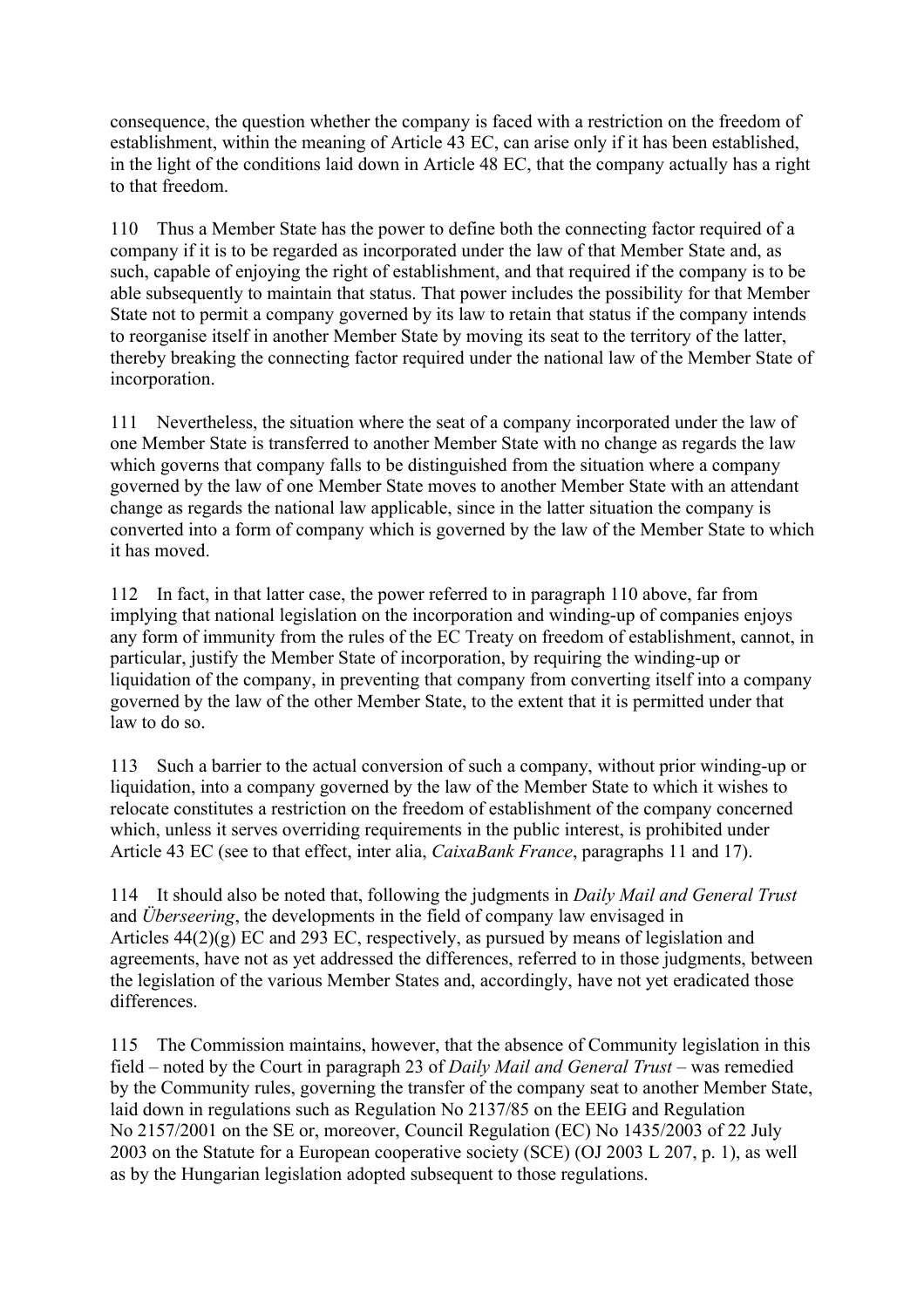consequence, the question whether the company is faced with a restriction on the freedom of establishment, within the meaning of Article 43 EC, can arise only if it has been established, in the light of the conditions laid down in Article 48 EC, that the company actually has a right to that freedom.

110 Thus a Member State has the power to define both the connecting factor required of a company if it is to be regarded as incorporated under the law of that Member State and, as such, capable of enjoying the right of establishment, and that required if the company is to be able subsequently to maintain that status. That power includes the possibility for that Member State not to permit a company governed by its law to retain that status if the company intends to reorganise itself in another Member State by moving its seat to the territory of the latter, thereby breaking the connecting factor required under the national law of the Member State of incorporation.

111 Nevertheless, the situation where the seat of a company incorporated under the law of one Member State is transferred to another Member State with no change as regards the law which governs that company falls to be distinguished from the situation where a company governed by the law of one Member State moves to another Member State with an attendant change as regards the national law applicable, since in the latter situation the company is converted into a form of company which is governed by the law of the Member State to which it has moved.

112 In fact, in that latter case, the power referred to in paragraph 110 above, far from implying that national legislation on the incorporation and winding-up of companies enjoys any form of immunity from the rules of the EC Treaty on freedom of establishment, cannot, in particular, justify the Member State of incorporation, by requiring the winding-up or liquidation of the company, in preventing that company from converting itself into a company governed by the law of the other Member State, to the extent that it is permitted under that law to do so.

113 Such a barrier to the actual conversion of such a company, without prior winding-up or liquidation, into a company governed by the law of the Member State to which it wishes to relocate constitutes a restriction on the freedom of establishment of the company concerned which, unless it serves overriding requirements in the public interest, is prohibited under Article 43 EC (see to that effect, inter alia, *CaixaBank France*, paragraphs 11 and 17).

114 It should also be noted that, following the judgments in *Daily Mail and General Trust* and *Überseering*, the developments in the field of company law envisaged in Articles 44(2)(g) EC and 293 EC, respectively, as pursued by means of legislation and agreements, have not as yet addressed the differences, referred to in those judgments, between the legislation of the various Member States and, accordingly, have not yet eradicated those differences.

115 The Commission maintains, however, that the absence of Community legislation in this field – noted by the Court in paragraph 23 of *Daily Mail and General Trust* – was remedied by the Community rules, governing the transfer of the company seat to another Member State, laid down in regulations such as Regulation No 2137/85 on the EEIG and Regulation No 2157/2001 on the SE or, moreover, Council Regulation (EC) No 1435/2003 of 22 July 2003 on the Statute for a European cooperative society (SCE) (OJ 2003 L 207, p. 1), as well as by the Hungarian legislation adopted subsequent to those regulations.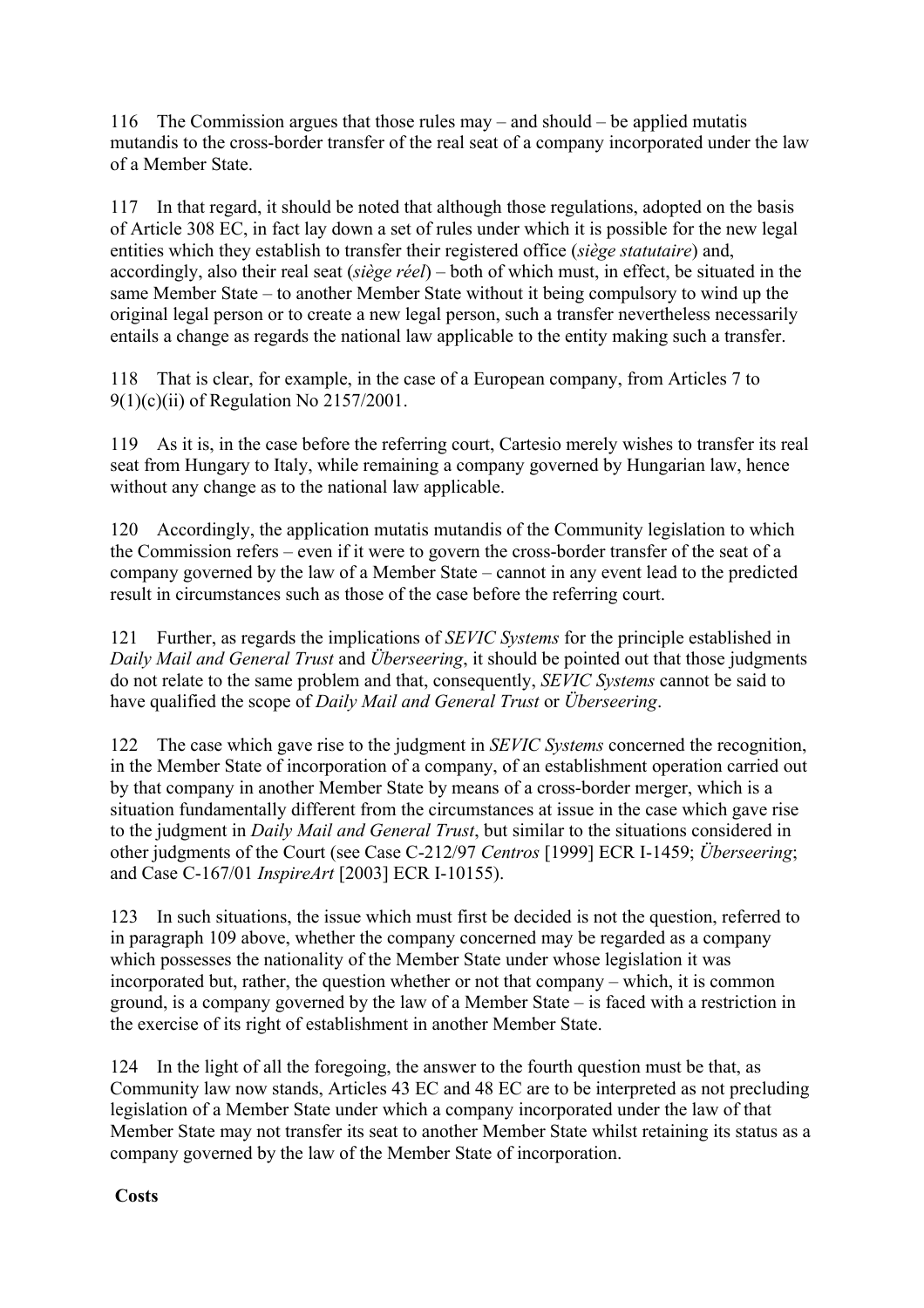116 The Commission argues that those rules may – and should – be applied mutatis mutandis to the cross-border transfer of the real seat of a company incorporated under the law of a Member State.

117 In that regard, it should be noted that although those regulations, adopted on the basis of Article 308 EC, in fact lay down a set of rules under which it is possible for the new legal entities which they establish to transfer their registered office (*siège statutaire*) and, accordingly, also their real seat (*siège réel*) – both of which must, in effect, be situated in the same Member State – to another Member State without it being compulsory to wind up the original legal person or to create a new legal person, such a transfer nevertheless necessarily entails a change as regards the national law applicable to the entity making such a transfer.

118 That is clear, for example, in the case of a European company, from Articles 7 to 9(1)(c)(ii) of Regulation No 2157/2001.

119 As it is, in the case before the referring court, Cartesio merely wishes to transfer its real seat from Hungary to Italy, while remaining a company governed by Hungarian law, hence without any change as to the national law applicable.

120 Accordingly, the application mutatis mutandis of the Community legislation to which the Commission refers – even if it were to govern the cross-border transfer of the seat of a company governed by the law of a Member State – cannot in any event lead to the predicted result in circumstances such as those of the case before the referring court.

121 Further, as regards the implications of *SEVIC Systems* for the principle established in *Daily Mail and General Trust* and *Überseering*, it should be pointed out that those judgments do not relate to the same problem and that, consequently, *SEVIC Systems* cannot be said to have qualified the scope of *Daily Mail and General Trust* or *Überseering*.

122 The case which gave rise to the judgment in *SEVIC Systems* concerned the recognition, in the Member State of incorporation of a company, of an establishment operation carried out by that company in another Member State by means of a cross-border merger, which is a situation fundamentally different from the circumstances at issue in the case which gave rise to the judgment in *Daily Mail and General Trust*, but similar to the situations considered in other judgments of the Court (see Case C-212/97 *Centros* [1999] ECR I-1459; *Überseering*; and Case C-167/01 *InspireArt* [2003] ECR I-10155).

123 In such situations, the issue which must first be decided is not the question, referred to in paragraph 109 above, whether the company concerned may be regarded as a company which possesses the nationality of the Member State under whose legislation it was incorporated but, rather, the question whether or not that company – which, it is common ground, is a company governed by the law of a Member State – is faced with a restriction in the exercise of its right of establishment in another Member State.

124 In the light of all the foregoing, the answer to the fourth question must be that, as Community law now stands, Articles 43 EC and 48 EC are to be interpreted as not precluding legislation of a Member State under which a company incorporated under the law of that Member State may not transfer its seat to another Member State whilst retaining its status as a company governed by the law of the Member State of incorporation.

**Costs**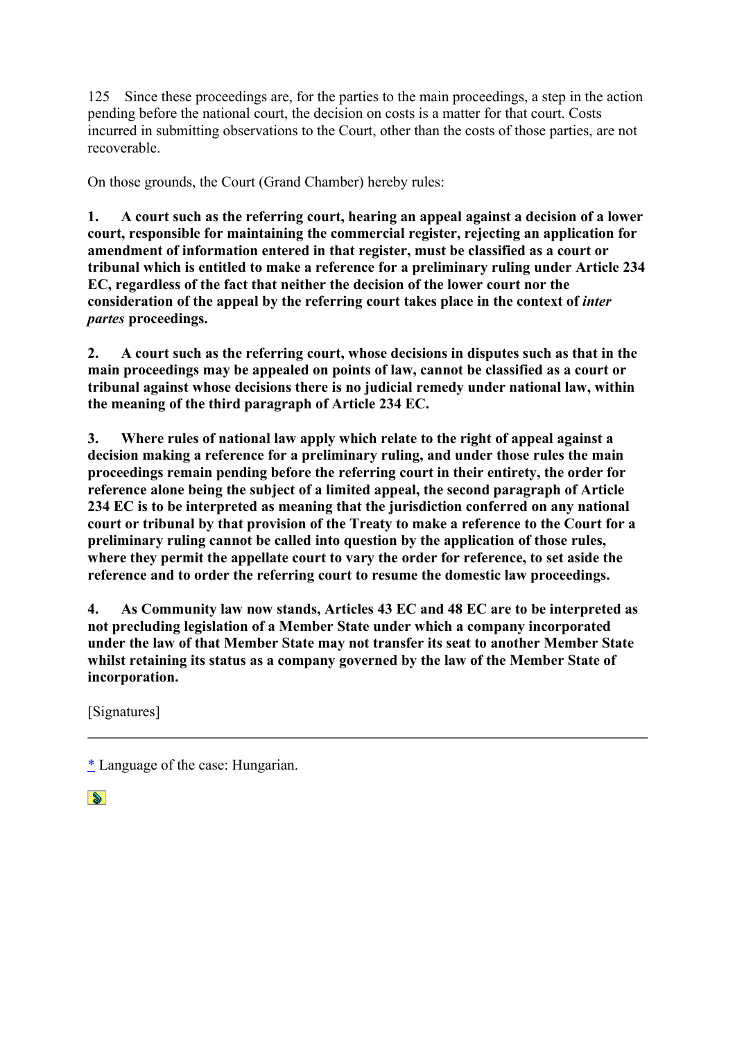125 Since these proceedings are, for the parties to the main proceedings, a step in the action pending before the national court, the decision on costs is a matter for that court. Costs incurred in submitting observations to the Court, other than the costs of those parties, are not recoverable.

On those grounds, the Court (Grand Chamber) hereby rules:

**1. A court such as the referring court, hearing an appeal against a decision of a lower court, responsible for maintaining the commercial register, rejecting an application for amendment of information entered in that register, must be classified as a court or tribunal which is entitled to make a reference for a preliminary ruling under Article 234 EC, regardless of the fact that neither the decision of the lower court nor the consideration of the appeal by the referring court takes place in the context of *inter partes* proceedings.**

**2. A court such as the referring court, whose decisions in disputes such as that in the main proceedings may be appealed on points of law, cannot be classified as a court or tribunal against whose decisions there is no judicial remedy under national law, within the meaning of the third paragraph of Article 234 EC.**

**3. Where rules of national law apply which relate to the right of appeal against a decision making a reference for a preliminary ruling, and under those rules the main proceedings remain pending before the referring court in their entirety, the order for reference alone being the subject of a limited appeal, the second paragraph of Article 234 EC is to be interpreted as meaning that the jurisdiction conferred on any national court or tribunal by that provision of the Treaty to make a reference to the Court for a preliminary ruling cannot be called into question by the application of those rules, where they permit the appellate court to vary the order for reference, to set aside the reference and to order the referring court to resume the domestic law proceedings.**

**4. As Community law now stands, Articles 43 EC and 48 EC are to be interpreted as not precluding legislation of a Member State under which a company incorporated under the law of that Member State may not transfer its seat to another Member State whilst retaining its status as a company governed by the law of the Member State of incorporation.**

[Signatures]

---

* Language of the case: Hungarian.